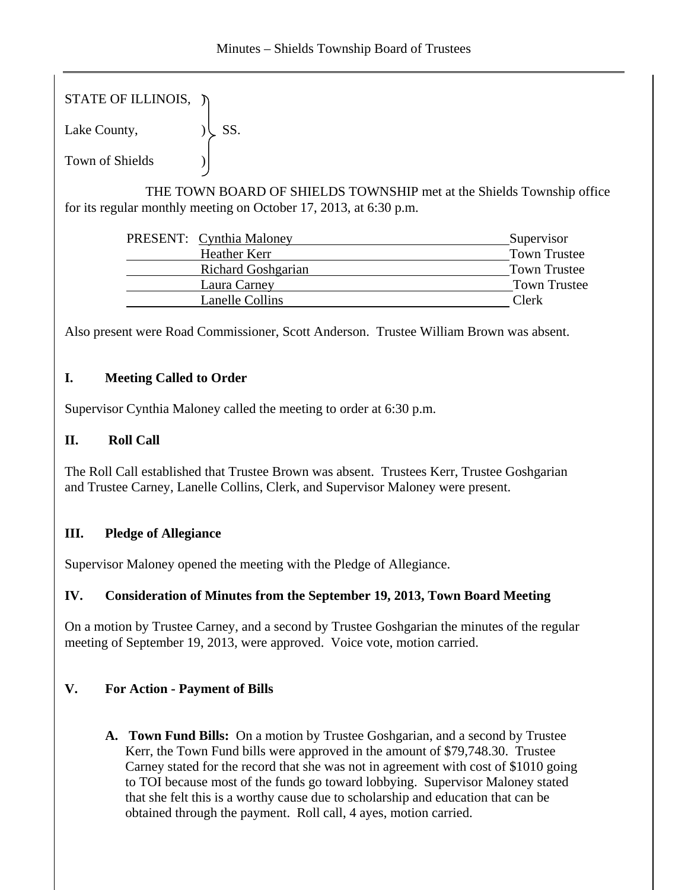STATE OF ILLINOIS, )
Lake County, ) SS.
Town of Shields )

THE TOWN BOARD OF SHIELDS TOWNSHIP met at the Shields Township office for its regular monthly meeting on October 17, 2013, at 6:30 p.m.

| PRESENT: | | |
|---|---|---|
| | Cynthia Maloney | Supervisor |
| | Heather Kerr | Town Trustee |
| | Richard Goshgarian | Town Trustee |
| | Laura Carney | Town Trustee |
| | Lanelle Collins | Clerk |

Also present were Road Commissioner, Scott Anderson. Trustee William Brown was absent.

## I. Meeting Called to Order

Supervisor Cynthia Maloney called the meeting to order at 6:30 p.m.

## II. Roll Call

The Roll Call established that Trustee Brown was absent. Trustees Kerr, Trustee Goshgarian and Trustee Carney, Lanelle Collins, Clerk, and Supervisor Maloney were present.

## III. Pledge of Allegiance

Supervisor Maloney opened the meeting with the Pledge of Allegiance.

## IV. Consideration of Minutes from the September 19, 2013, Town Board Meeting

On a motion by Trustee Carney, and a second by Trustee Goshgarian the minutes of the regular meeting of September 19, 2013, were approved. Voice vote, motion carried.

## V. For Action - Payment of Bills

A. **Town Fund Bills:** On a motion by Trustee Goshgarian, and a second by Trustee Kerr, the Town Fund bills were approved in the amount of $79,748.30. Trustee Carney stated for the record that she was not in agreement with cost of $1010 going to TOI because most of the funds go toward lobbying. Supervisor Maloney stated that she felt this is a worthy cause due to scholarship and education that can be obtained through the payment. Roll call, 4 ayes, motion carried.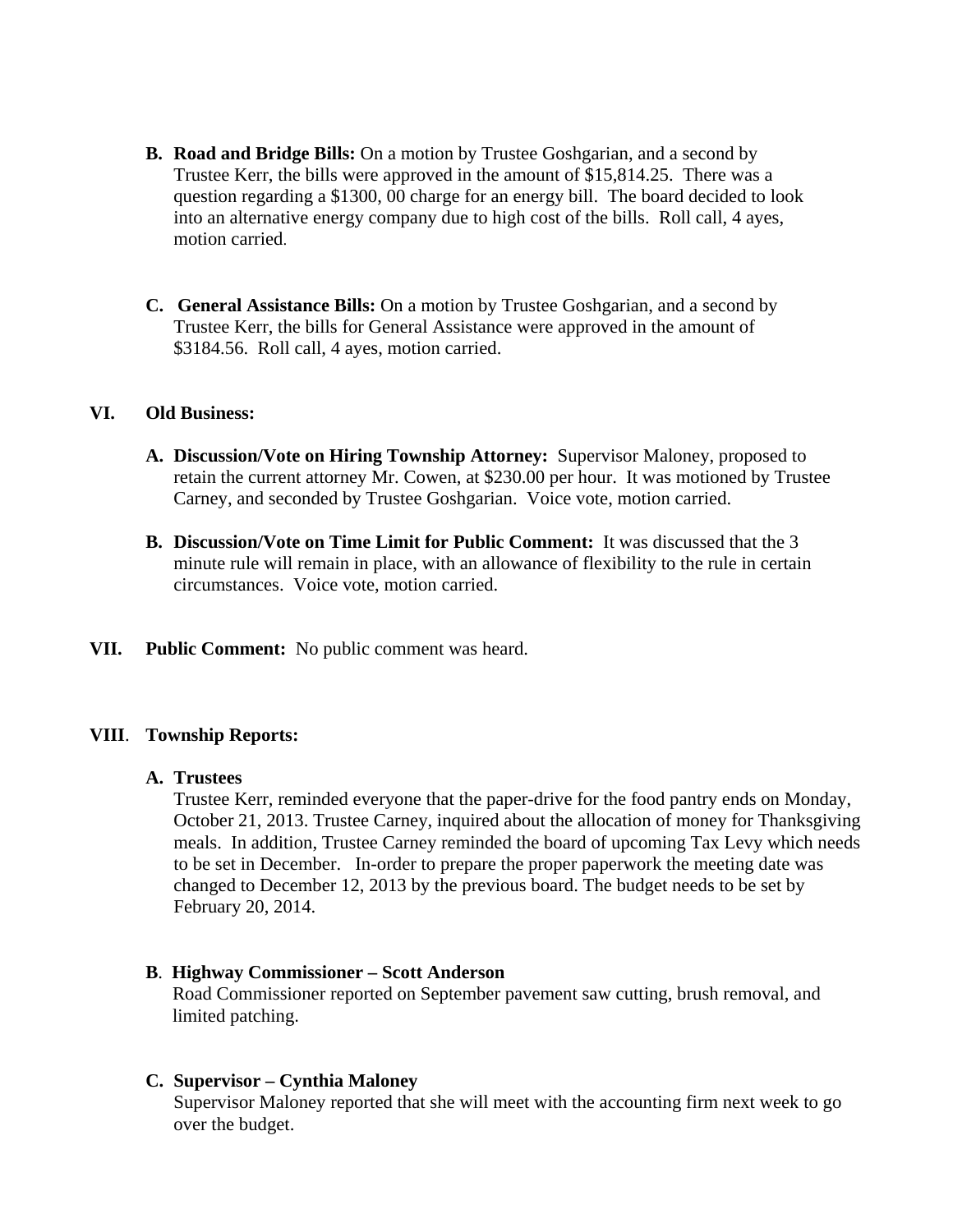**B. Road and Bridge Bills:** On a motion by Trustee Goshgarian, and a second by Trustee Kerr, the bills were approved in the amount of $15,814.25. There was a question regarding a $1300, 00 charge for an energy bill. The board decided to look into an alternative energy company due to high cost of the bills. Roll call, 4 ayes, motion carried.

**C. General Assistance Bills:** On a motion by Trustee Goshgarian, and a second by Trustee Kerr, the bills for General Assistance were approved in the amount of $3184.56. Roll call, 4 ayes, motion carried.

## VI. Old Business:

**A. Discussion/Vote on Hiring Township Attorney:** Supervisor Maloney, proposed to retain the current attorney Mr. Cowen, at $230.00 per hour. It was motioned by Trustee Carney, and seconded by Trustee Goshgarian. Voice vote, motion carried.

**B. Discussion/Vote on Time Limit for Public Comment:** It was discussed that the 3 minute rule will remain in place, with an allowance of flexibility to the rule in certain circumstances. Voice vote, motion carried.

## VII. Public Comment: No public comment was heard.

## VIII. Township Reports:

**A. Trustees**

Trustee Kerr, reminded everyone that the paper-drive for the food pantry ends on Monday, October 21, 2013. Trustee Carney, inquired about the allocation of money for Thanksgiving meals. In addition, Trustee Carney reminded the board of upcoming Tax Levy which needs to be set in December. In-order to prepare the proper paperwork the meeting date was changed to December 12, 2013 by the previous board. The budget needs to be set by February 20, 2014.

**B. Highway Commissioner – Scott Anderson**

Road Commissioner reported on September pavement saw cutting, brush removal, and limited patching.

**C. Supervisor – Cynthia Maloney**

Supervisor Maloney reported that she will meet with the accounting firm next week to go over the budget.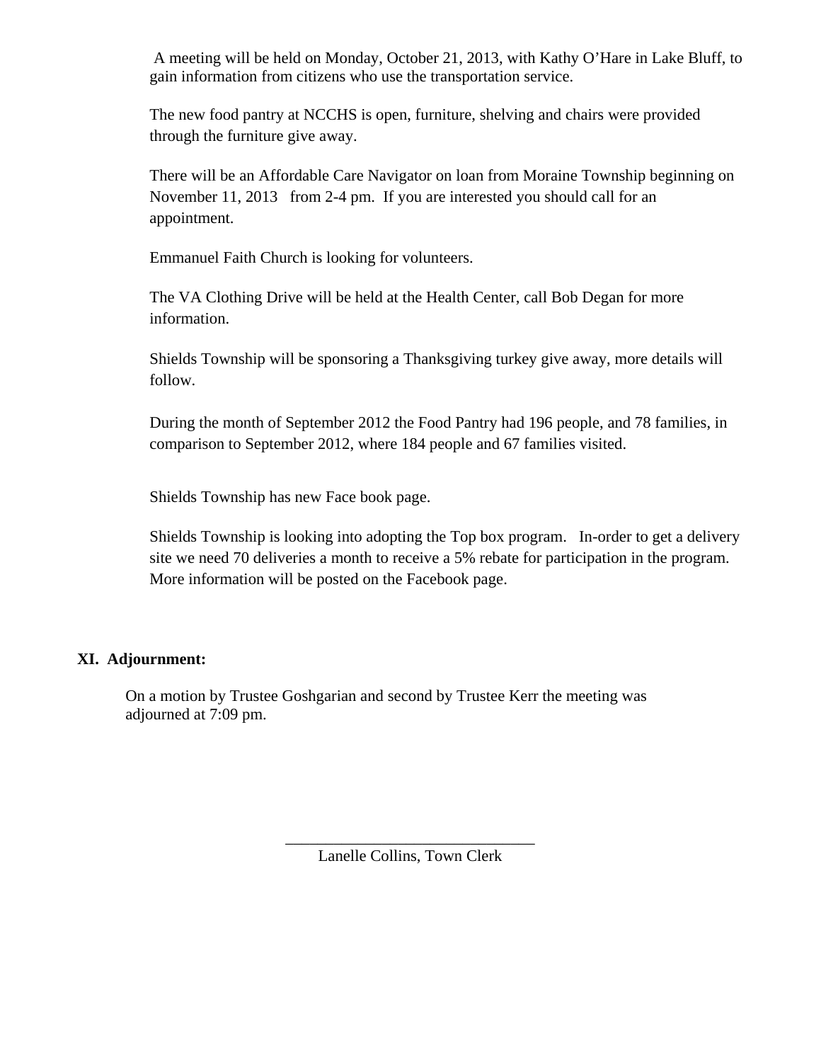A meeting will be held on Monday, October 21, 2013, with Kathy O'Hare in Lake Bluff, to gain information from citizens who use the transportation service.

The new food pantry at NCCHS is open, furniture, shelving and chairs were provided through the furniture give away.

There will be an Affordable Care Navigator on loan from Moraine Township beginning on November 11, 2013 from 2-4 pm. If you are interested you should call for an appointment.

Emmanuel Faith Church is looking for volunteers.

The VA Clothing Drive will be held at the Health Center, call Bob Degan for more information.

Shields Township will be sponsoring a Thanksgiving turkey give away, more details will follow.

During the month of September 2012 the Food Pantry had 196 people, and 78 families, in comparison to September 2012, where 184 people and 67 families visited.

Shields Township has new Face book page.

Shields Township is looking into adopting the Top box program. In-order to get a delivery site we need 70 deliveries a month to receive a 5% rebate for participation in the program. More information will be posted on the Facebook page.

**XI. Adjournment:**

On a motion by Trustee Goshgarian and second by Trustee Kerr the meeting was adjourned at 7:09 pm.

_______________________________

Lanelle Collins, Town Clerk